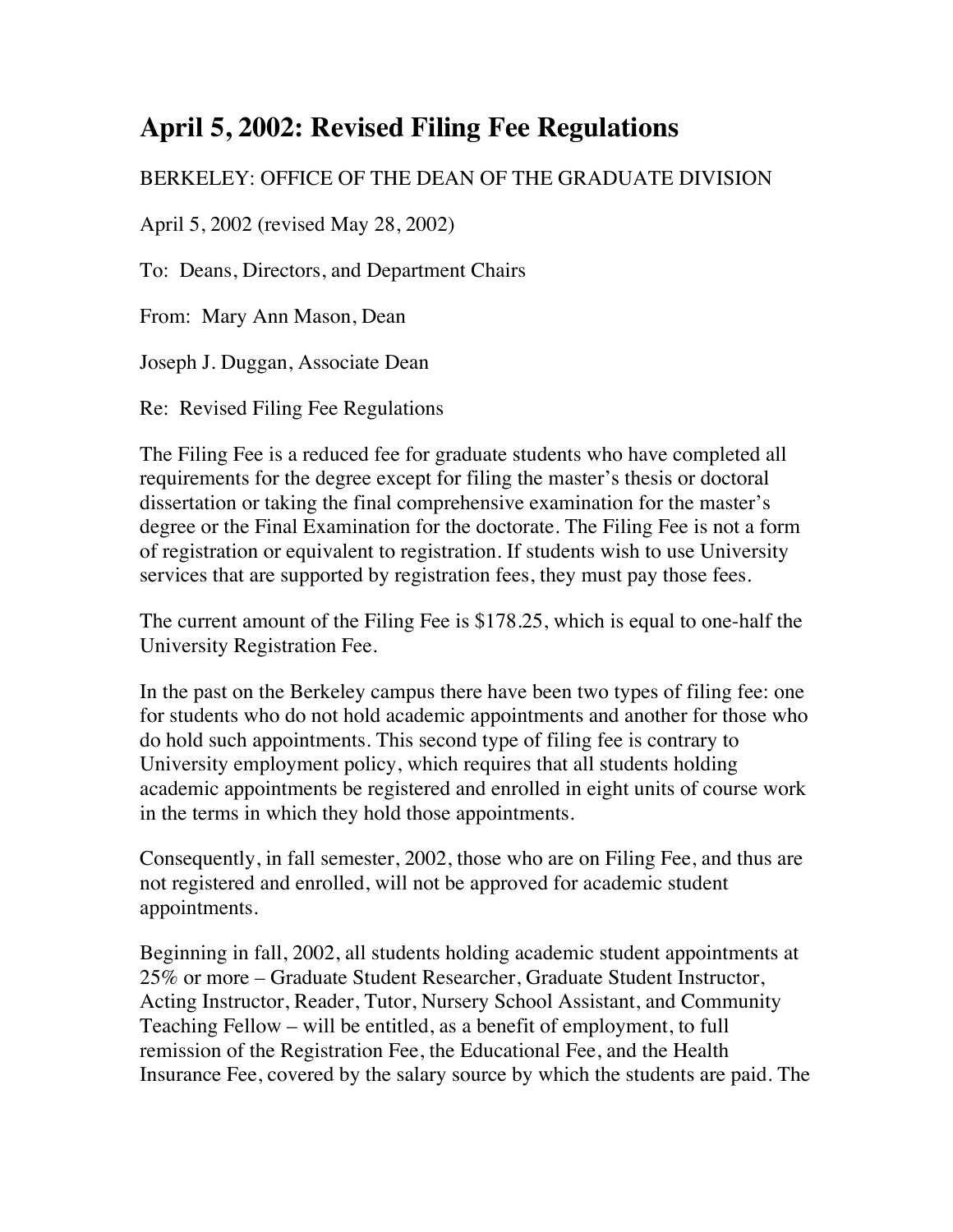# April 5, 2002: Revised Filing Fee Regulations

BERKELEY: OFFICE OF THE DEAN OF THE GRADUATE DIVISION

April 5, 2002 (revised May 28, 2002)

To: Deans, Directors, and Department Chairs

From: Mary Ann Mason, Dean

Joseph J. Duggan, Associate Dean

Re: Revised Filing Fee Regulations

The Filing Fee is a reduced fee for graduate students who have completed all requirements for the degree except for filing the master's thesis or doctoral dissertation or taking the final comprehensive examination for the master's degree or the Final Examination for the doctorate. The Filing Fee is not a form of registration or equivalent to registration. If students wish to use University services that are supported by registration fees, they must pay those fees.

The current amount of the Filing Fee is $178.25, which is equal to one-half the University Registration Fee.

In the past on the Berkeley campus there have been two types of filing fee: one for students who do not hold academic appointments and another for those who do hold such appointments. This second type of filing fee is contrary to University employment policy, which requires that all students holding academic appointments be registered and enrolled in eight units of course work in the terms in which they hold those appointments.

Consequently, in fall semester, 2002, those who are on Filing Fee, and thus are not registered and enrolled, will not be approved for academic student appointments.

Beginning in fall, 2002, all students holding academic student appointments at 25% or more – Graduate Student Researcher, Graduate Student Instructor, Acting Instructor, Reader, Tutor, Nursery School Assistant, and Community Teaching Fellow – will be entitled, as a benefit of employment, to full remission of the Registration Fee, the Educational Fee, and the Health Insurance Fee, covered by the salary source by which the students are paid. The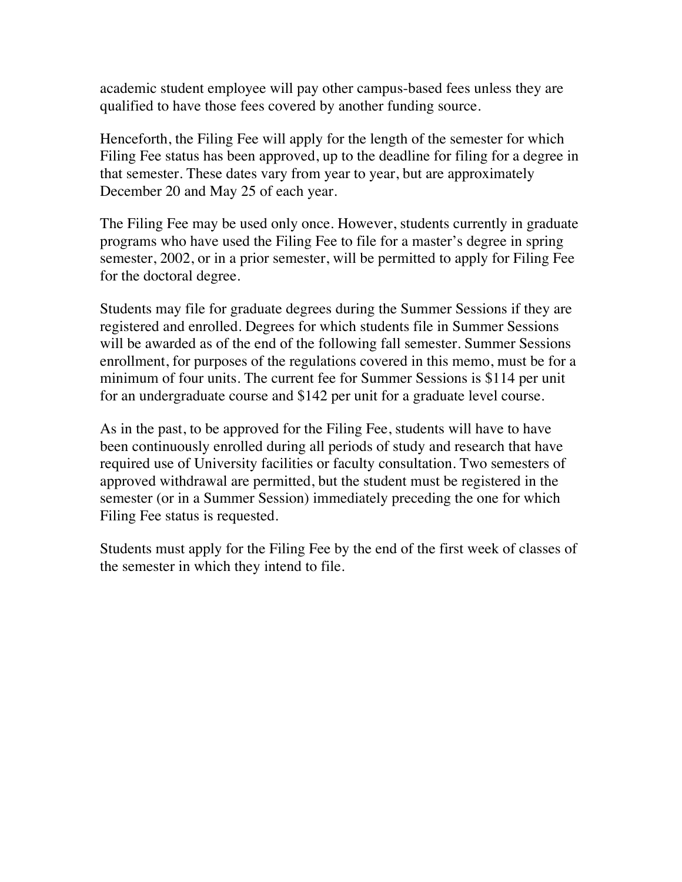academic student employee will pay other campus-based fees unless they are qualified to have those fees covered by another funding source.

Henceforth, the Filing Fee will apply for the length of the semester for which Filing Fee status has been approved, up to the deadline for filing for a degree in that semester. These dates vary from year to year, but are approximately December 20 and May 25 of each year.

The Filing Fee may be used only once. However, students currently in graduate programs who have used the Filing Fee to file for a master's degree in spring semester, 2002, or in a prior semester, will be permitted to apply for Filing Fee for the doctoral degree.

Students may file for graduate degrees during the Summer Sessions if they are registered and enrolled. Degrees for which students file in Summer Sessions will be awarded as of the end of the following fall semester. Summer Sessions enrollment, for purposes of the regulations covered in this memo, must be for a minimum of four units. The current fee for Summer Sessions is $114 per unit for an undergraduate course and $142 per unit for a graduate level course.

As in the past, to be approved for the Filing Fee, students will have to have been continuously enrolled during all periods of study and research that have required use of University facilities or faculty consultation. Two semesters of approved withdrawal are permitted, but the student must be registered in the semester (or in a Summer Session) immediately preceding the one for which Filing Fee status is requested.

Students must apply for the Filing Fee by the end of the first week of classes of the semester in which they intend to file.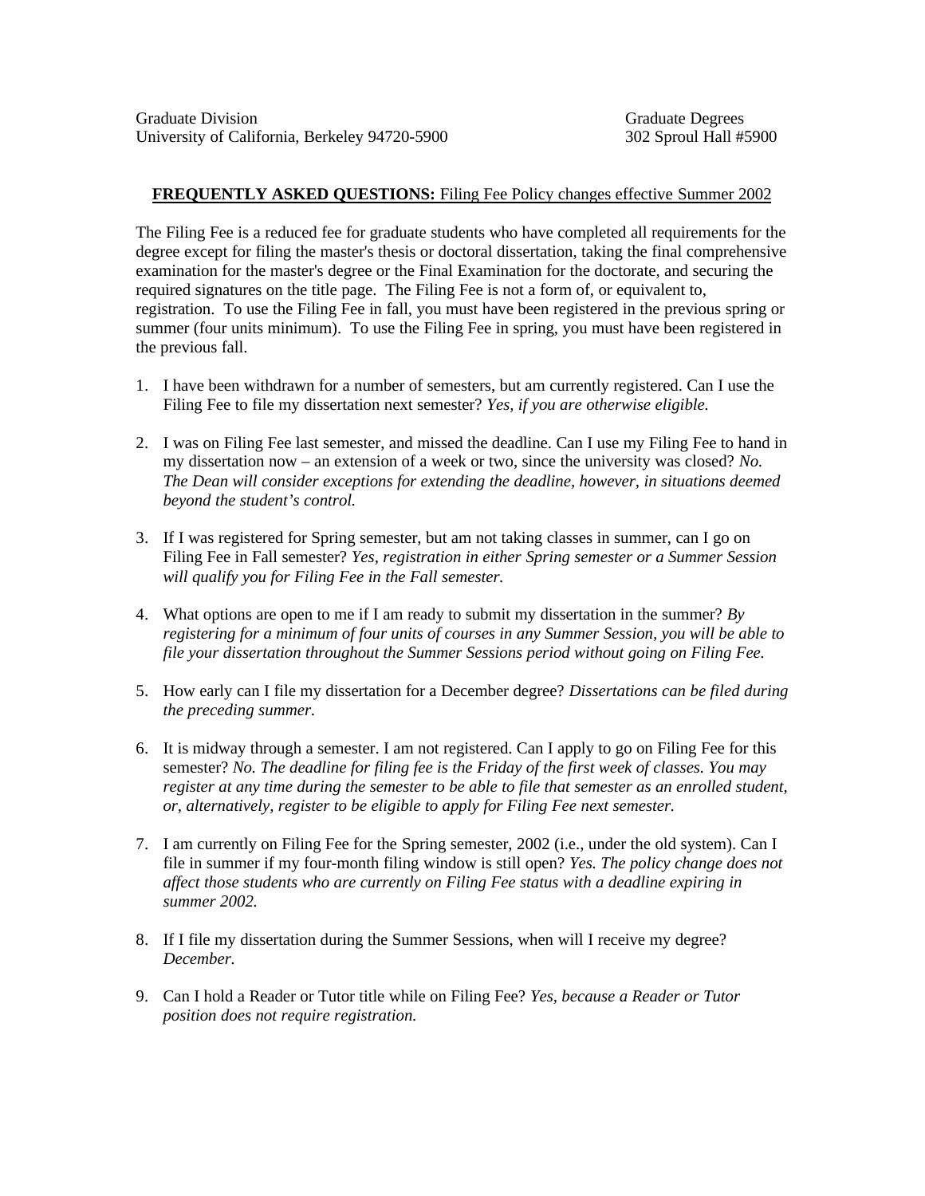Graduate Division  
University of California, Berkeley 94720-5900

Graduate Degrees  
302 Sproul Hall #5900

**FREQUENTLY ASKED QUESTIONS:** Filing Fee Policy changes effective Summer 2002

The Filing Fee is a reduced fee for graduate students who have completed all requirements for the degree except for filing the master's thesis or doctoral dissertation, taking the final comprehensive examination for the master's degree or the Final Examination for the doctorate, and securing the required signatures on the title page. The Filing Fee is not a form of, or equivalent to, registration. To use the Filing Fee in fall, you must have been registered in the previous spring or summer (four units minimum). To use the Filing Fee in spring, you must have been registered in the previous fall.

1. I have been withdrawn for a number of semesters, but am currently registered. Can I use the Filing Fee to file my dissertation next semester? *Yes, if you are otherwise eligible.*

2. I was on Filing Fee last semester, and missed the deadline. Can I use my Filing Fee to hand in my dissertation now – an extension of a week or two, since the university was closed? *No. The Dean will consider exceptions for extending the deadline, however, in situations deemed beyond the student's control.*

3. If I was registered for Spring semester, but am not taking classes in summer, can I go on Filing Fee in Fall semester? *Yes, registration in either Spring semester or a Summer Session will qualify you for Filing Fee in the Fall semester.*

4. What options are open to me if I am ready to submit my dissertation in the summer? *By registering for a minimum of four units of courses in any Summer Session, you will be able to file your dissertation throughout the Summer Sessions period without going on Filing Fee.*

5. How early can I file my dissertation for a December degree? *Dissertations can be filed during the preceding summer.*

6. It is midway through a semester. I am not registered. Can I apply to go on Filing Fee for this semester? *No. The deadline for filing fee is the Friday of the first week of classes. You may register at any time during the semester to be able to file that semester as an enrolled student, or, alternatively, register to be eligible to apply for Filing Fee next semester.*

7. I am currently on Filing Fee for the Spring semester, 2002 (i.e., under the old system). Can I file in summer if my four-month filing window is still open? *Yes. The policy change does not affect those students who are currently on Filing Fee status with a deadline expiring in summer 2002.*

8. If I file my dissertation during the Summer Sessions, when will I receive my degree? *December.*

9. Can I hold a Reader or Tutor title while on Filing Fee? *Yes, because a Reader or Tutor position does not require registration.*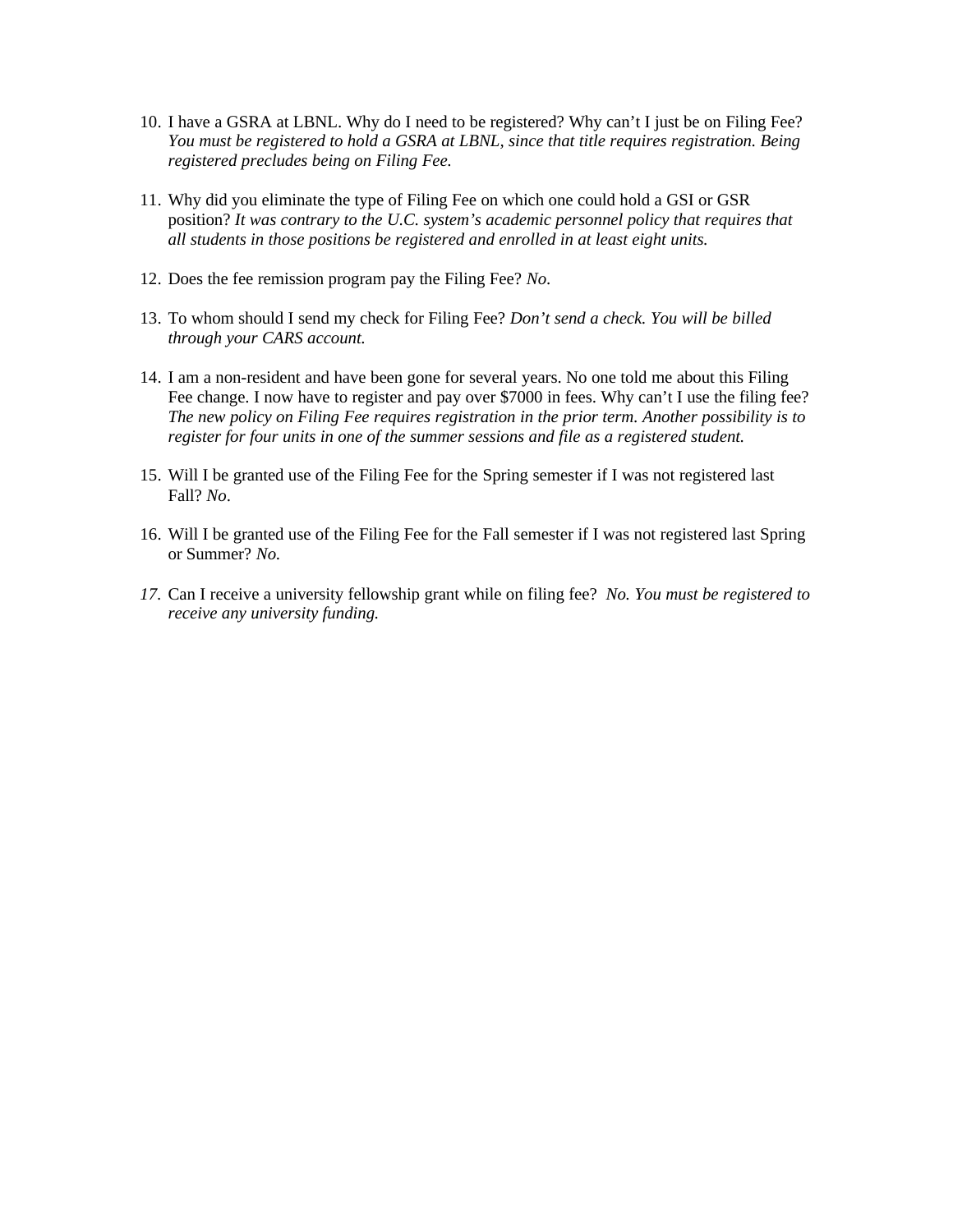10. I have a GSRA at LBNL. Why do I need to be registered? Why can't I just be on Filing Fee? *You must be registered to hold a GSRA at LBNL, since that title requires registration. Being registered precludes being on Filing Fee.*

11. Why did you eliminate the type of Filing Fee on which one could hold a GSI or GSR position? *It was contrary to the U.C. system's academic personnel policy that requires that all students in those positions be registered and enrolled in at least eight units.*

12. Does the fee remission program pay the Filing Fee? *No.*

13. To whom should I send my check for Filing Fee? *Don't send a check. You will be billed through your CARS account.*

14. I am a non-resident and have been gone for several years. No one told me about this Filing Fee change. I now have to register and pay over $7000 in fees. Why can't I use the filing fee? *The new policy on Filing Fee requires registration in the prior term. Another possibility is to register for four units in one of the summer sessions and file as a registered student.*

15. Will I be granted use of the Filing Fee for the Spring semester if I was not registered last Fall? *No*.

16. Will I be granted use of the Filing Fee for the Fall semester if I was not registered last Spring or Summer? *No.*

17. Can I receive a university fellowship grant while on filing fee? *No. You must be registered to receive any university funding.*